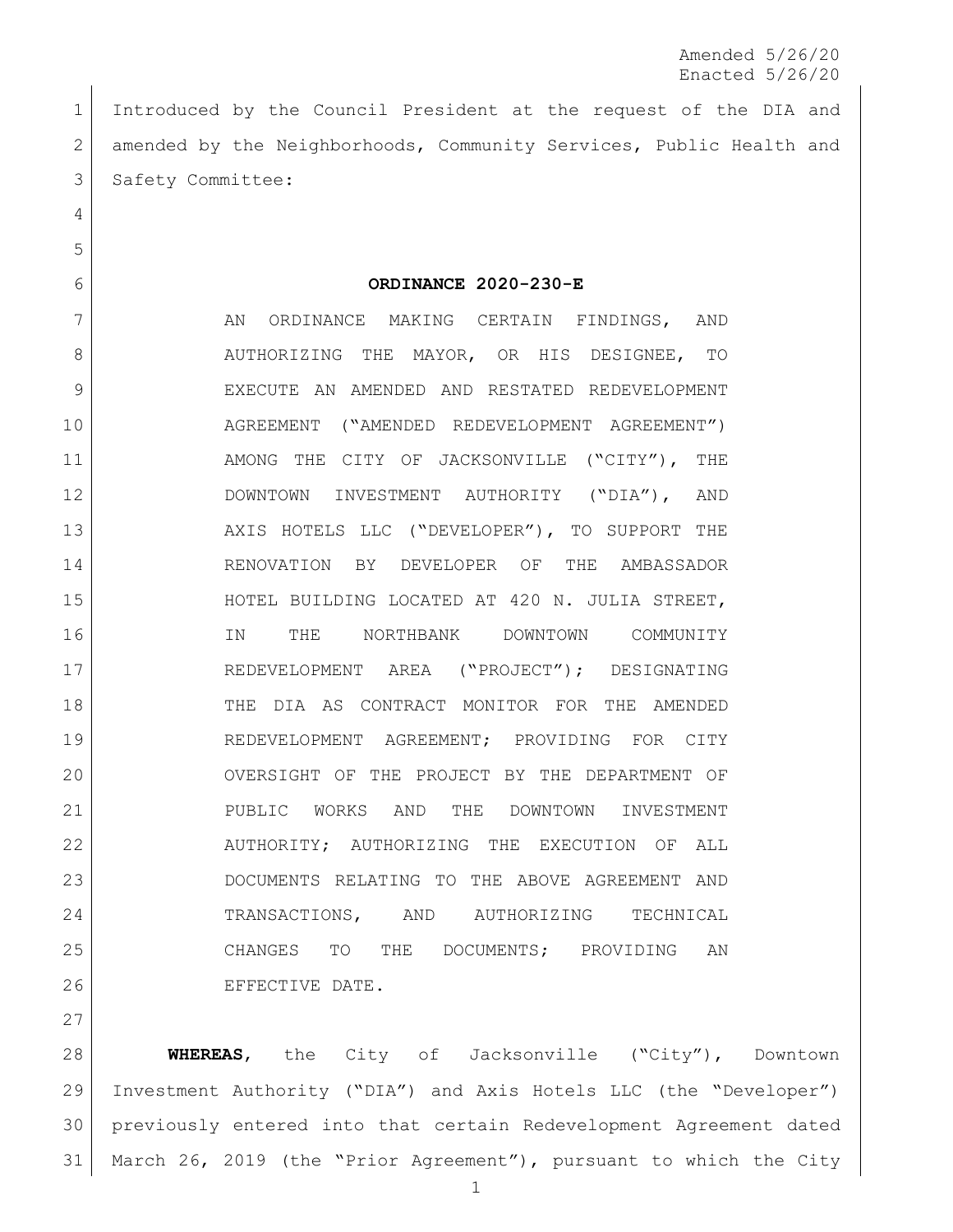Amended 5/26/20
Enacted 5/26/20

Introduced by the Council President at the request of the DIA and amended by the Neighborhoods, Community Services, Public Health and Safety Committee:

**ORDINANCE 2020-230-E**

AN ORDINANCE MAKING CERTAIN FINDINGS, AND AUTHORIZING THE MAYOR, OR HIS DESIGNEE, TO EXECUTE AN AMENDED AND RESTATED REDEVELOPMENT AGREEMENT ("AMENDED REDEVELOPMENT AGREEMENT") AMONG THE CITY OF JACKSONVILLE ("CITY"), THE DOWNTOWN INVESTMENT AUTHORITY ("DIA"), AND AXIS HOTELS LLC ("DEVELOPER"), TO SUPPORT THE RENOVATION BY DEVELOPER OF THE AMBASSADOR HOTEL BUILDING LOCATED AT 420 N. JULIA STREET, IN THE NORTHBANK DOWNTOWN COMMUNITY REDEVELOPMENT AREA ("PROJECT"); DESIGNATING THE DIA AS CONTRACT MONITOR FOR THE AMENDED REDEVELOPMENT AGREEMENT; PROVIDING FOR CITY OVERSIGHT OF THE PROJECT BY THE DEPARTMENT OF PUBLIC WORKS AND THE DOWNTOWN INVESTMENT AUTHORITY; AUTHORIZING THE EXECUTION OF ALL DOCUMENTS RELATING TO THE ABOVE AGREEMENT AND TRANSACTIONS, AND AUTHORIZING TECHNICAL CHANGES TO THE DOCUMENTS; PROVIDING AN EFFECTIVE DATE.

**WHEREAS**, the City of Jacksonville ("City"), Downtown Investment Authority ("DIA") and Axis Hotels LLC (the "Developer") previously entered into that certain Redevelopment Agreement dated March 26, 2019 (the "Prior Agreement"), pursuant to which the City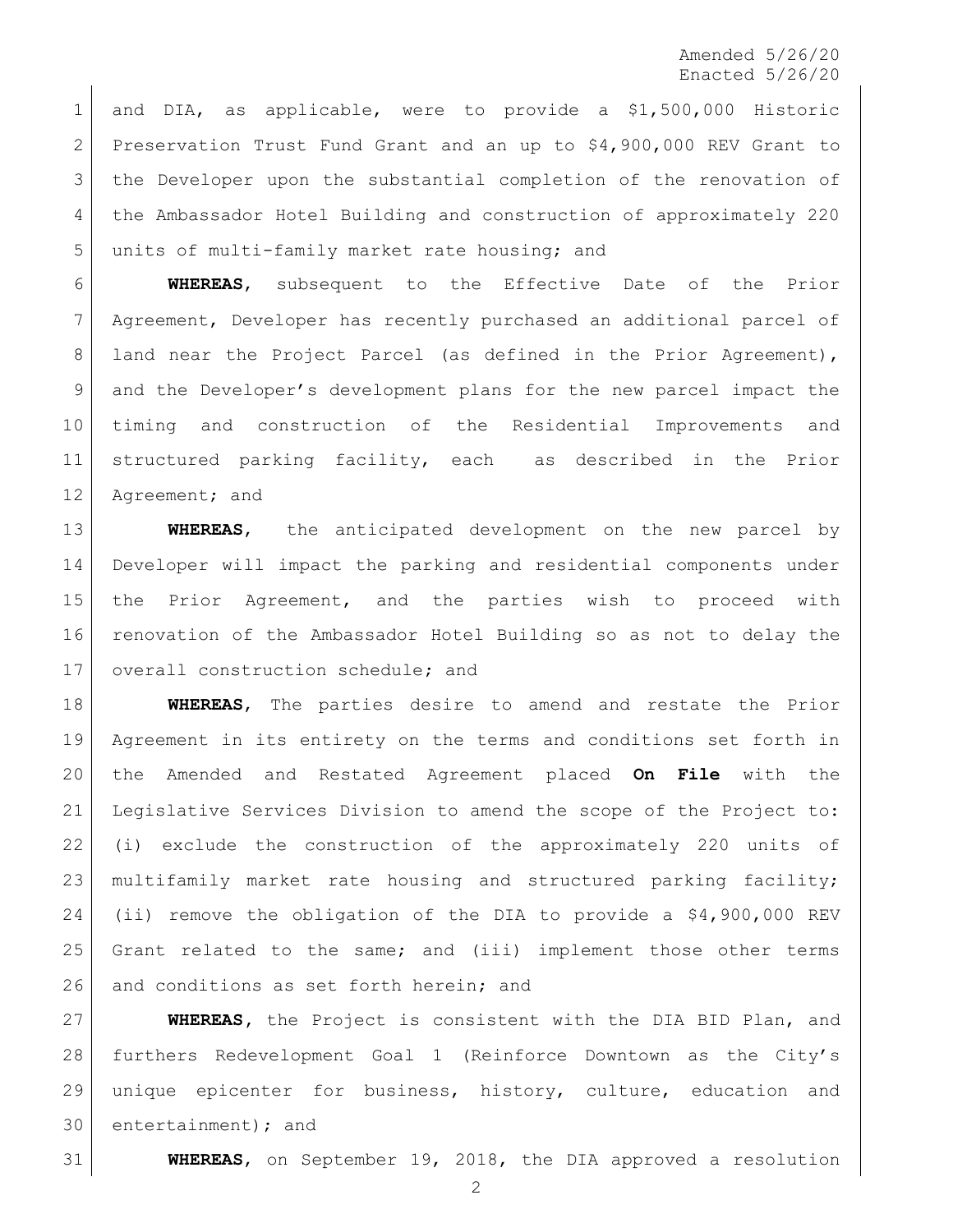and DIA, as applicable, were to provide a $1,500,000 Historic Preservation Trust Fund Grant and an up to $4,900,000 REV Grant to the Developer upon the substantial completion of the renovation of the Ambassador Hotel Building and construction of approximately 220 units of multi-family market rate housing; and

**WHEREAS**, subsequent to the Effective Date of the Prior Agreement, Developer has recently purchased an additional parcel of land near the Project Parcel (as defined in the Prior Agreement), and the Developer's development plans for the new parcel impact the timing and construction of the Residential Improvements and structured parking facility, each as described in the Prior Agreement; and

**WHEREAS**, the anticipated development on the new parcel by Developer will impact the parking and residential components under the Prior Agreement, and the parties wish to proceed with renovation of the Ambassador Hotel Building so as not to delay the overall construction schedule; and

**WHEREAS**, The parties desire to amend and restate the Prior Agreement in its entirety on the terms and conditions set forth in the Amended and Restated Agreement placed **On File** with the Legislative Services Division to amend the scope of the Project to: (i) exclude the construction of the approximately 220 units of multifamily market rate housing and structured parking facility; (ii) remove the obligation of the DIA to provide a $4,900,000 REV Grant related to the same; and (iii) implement those other terms and conditions as set forth herein; and

**WHEREAS**, the Project is consistent with the DIA BID Plan, and furthers Redevelopment Goal 1 (Reinforce Downtown as the City's unique epicenter for business, history, culture, education and entertainment); and

**WHEREAS**, on September 19, 2018, the DIA approved a resolution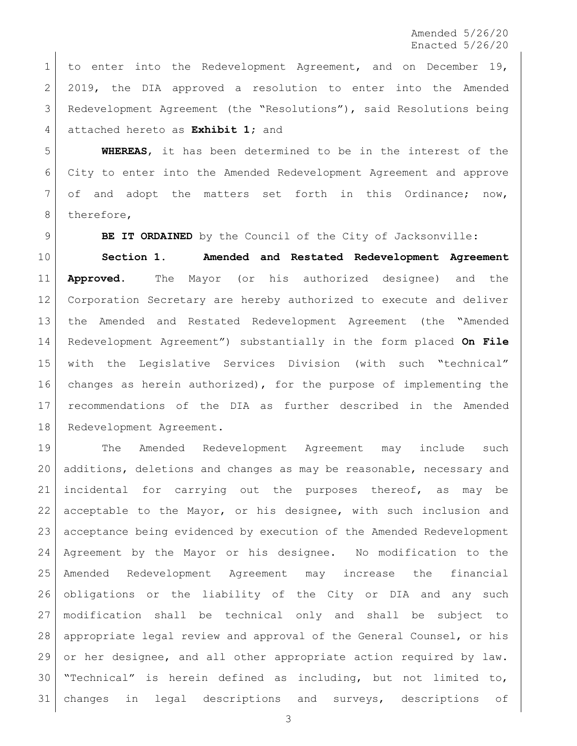to enter into the Redevelopment Agreement, and on December 19, 2019, the DIA approved a resolution to enter into the Amended Redevelopment Agreement (the "Resolutions"), said Resolutions being attached hereto as **Exhibit 1**; and

**WHEREAS**, it has been determined to be in the interest of the City to enter into the Amended Redevelopment Agreement and approve of and adopt the matters set forth in this Ordinance; now, therefore,

**BE IT ORDAINED** by the Council of the City of Jacksonville:

**Section 1. Amended and Restated Redevelopment Agreement Approved.** The Mayor (or his authorized designee) and the Corporation Secretary are hereby authorized to execute and deliver the Amended and Restated Redevelopment Agreement (the "Amended Redevelopment Agreement") substantially in the form placed **On File** with the Legislative Services Division (with such "technical" changes as herein authorized), for the purpose of implementing the recommendations of the DIA as further described in the Amended Redevelopment Agreement.

The Amended Redevelopment Agreement may include such additions, deletions and changes as may be reasonable, necessary and incidental for carrying out the purposes thereof, as may be acceptable to the Mayor, or his designee, with such inclusion and acceptance being evidenced by execution of the Amended Redevelopment Agreement by the Mayor or his designee. No modification to the Amended Redevelopment Agreement may increase the financial obligations or the liability of the City or DIA and any such modification shall be technical only and shall be subject to appropriate legal review and approval of the General Counsel, or his or her designee, and all other appropriate action required by law. "Technical" is herein defined as including, but not limited to, changes in legal descriptions and surveys, descriptions of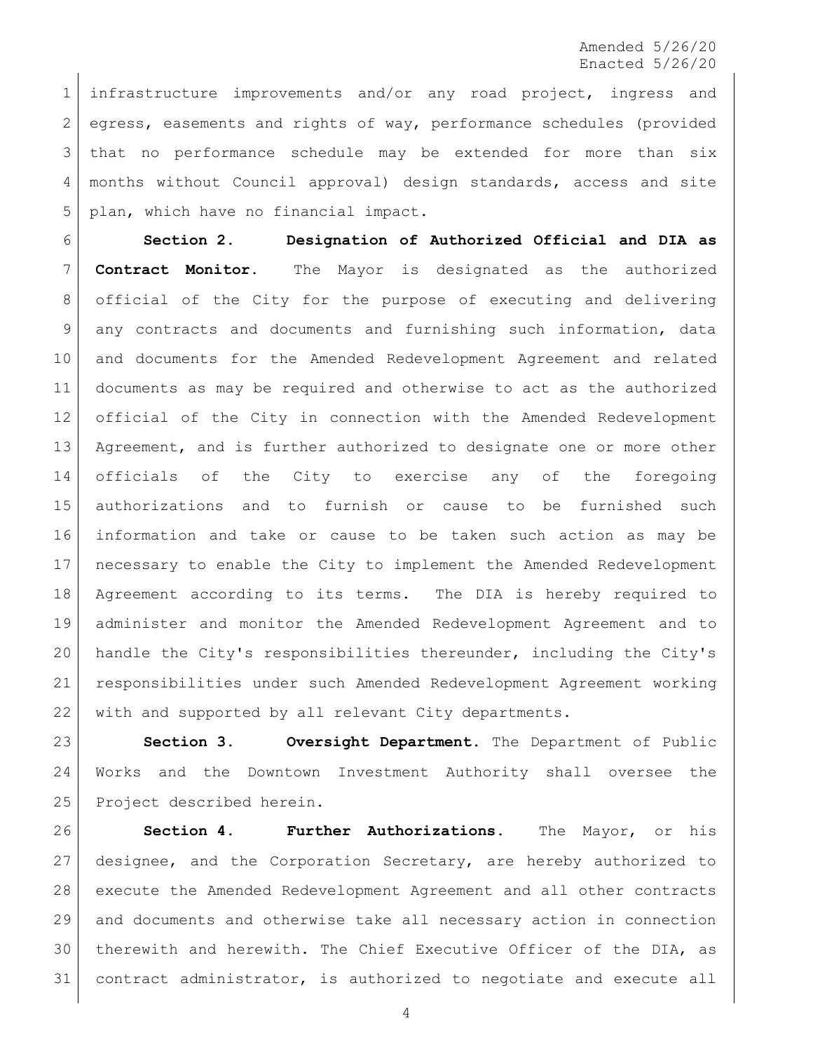infrastructure improvements and/or any road project, ingress and egress, easements and rights of way, performance schedules (provided that no performance schedule may be extended for more than six months without Council approval) design standards, access and site plan, which have no financial impact.

**Section 2. Designation of Authorized Official and DIA as Contract Monitor.** The Mayor is designated as the authorized official of the City for the purpose of executing and delivering any contracts and documents and furnishing such information, data and documents for the Amended Redevelopment Agreement and related documents as may be required and otherwise to act as the authorized official of the City in connection with the Amended Redevelopment Agreement, and is further authorized to designate one or more other officials of the City to exercise any of the foregoing authorizations and to furnish or cause to be furnished such information and take or cause to be taken such action as may be necessary to enable the City to implement the Amended Redevelopment Agreement according to its terms. The DIA is hereby required to administer and monitor the Amended Redevelopment Agreement and to handle the City's responsibilities thereunder, including the City's responsibilities under such Amended Redevelopment Agreement working with and supported by all relevant City departments.

**Section 3. Oversight Department.** The Department of Public Works and the Downtown Investment Authority shall oversee the Project described herein.

**Section 4. Further Authorizations.** The Mayor, or his designee, and the Corporation Secretary, are hereby authorized to execute the Amended Redevelopment Agreement and all other contracts and documents and otherwise take all necessary action in connection therewith and herewith. The Chief Executive Officer of the DIA, as contract administrator, is authorized to negotiate and execute all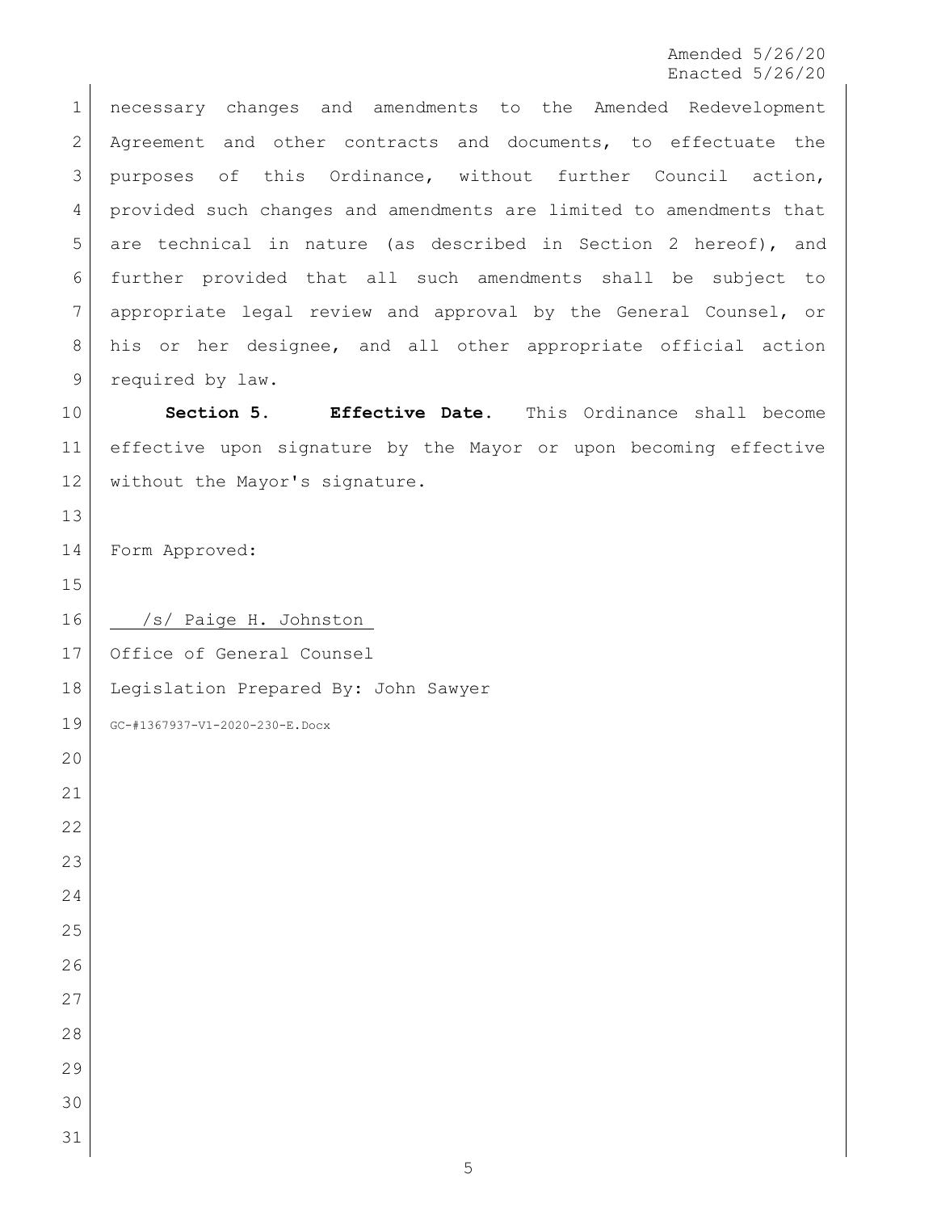necessary changes and amendments to the Amended Redevelopment Agreement and other contracts and documents, to effectuate the purposes of this Ordinance, without further Council action, provided such changes and amendments are limited to amendments that are technical in nature (as described in Section 2 hereof), and further provided that all such amendments shall be subject to appropriate legal review and approval by the General Counsel, or his or her designee, and all other appropriate official action required by law.

**Section 5. Effective Date.** This Ordinance shall become effective upon signature by the Mayor or upon becoming effective without the Mayor's signature.

Form Approved:

/s/ Paige H. Johnston

Office of General Counsel

Legislation Prepared By: John Sawyer

GC-#1367937-V1-2020-230-E.Docx